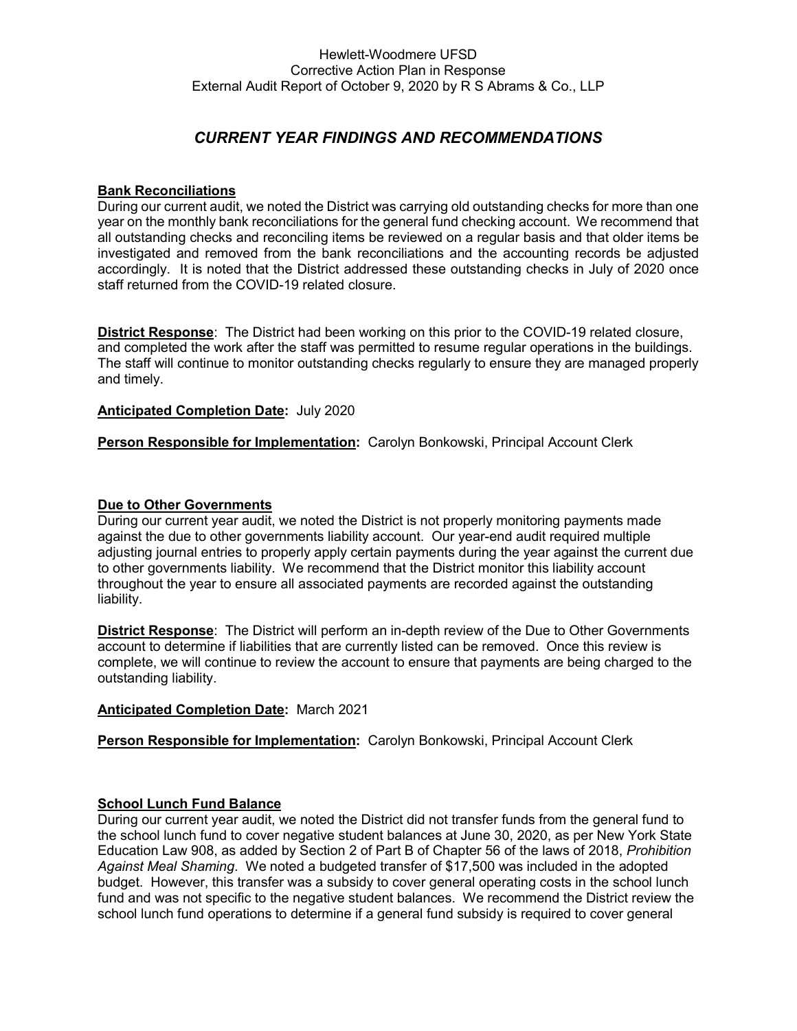Hewlett-Woodmere UFSD
Corrective Action Plan in Response
External Audit Report of October 9, 2020 by R S Abrams & Co., LLP

## *CURRENT YEAR FINDINGS AND RECOMMENDATIONS*

**Bank Reconciliations**

During our current audit, we noted the District was carrying old outstanding checks for more than one year on the monthly bank reconciliations for the general fund checking account. We recommend that all outstanding checks and reconciling items be reviewed on a regular basis and that older items be investigated and removed from the bank reconciliations and the accounting records be adjusted accordingly. It is noted that the District addressed these outstanding checks in July of 2020 once staff returned from the COVID-19 related closure.

**District Response**: The District had been working on this prior to the COVID-19 related closure, and completed the work after the staff was permitted to resume regular operations in the buildings. The staff will continue to monitor outstanding checks regularly to ensure they are managed properly and timely.

**Anticipated Completion Date:** July 2020

**Person Responsible for Implementation:** Carolyn Bonkowski, Principal Account Clerk

**Due to Other Governments**

During our current year audit, we noted the District is not properly monitoring payments made against the due to other governments liability account. Our year-end audit required multiple adjusting journal entries to properly apply certain payments during the year against the current due to other governments liability. We recommend that the District monitor this liability account throughout the year to ensure all associated payments are recorded against the outstanding liability.

**District Response**: The District will perform an in-depth review of the Due to Other Governments account to determine if liabilities that are currently listed can be removed. Once this review is complete, we will continue to review the account to ensure that payments are being charged to the outstanding liability.

**Anticipated Completion Date:** March 2021

**Person Responsible for Implementation:** Carolyn Bonkowski, Principal Account Clerk

**School Lunch Fund Balance**

During our current year audit, we noted the District did not transfer funds from the general fund to the school lunch fund to cover negative student balances at June 30, 2020, as per New York State Education Law 908, as added by Section 2 of Part B of Chapter 56 of the laws of 2018, *Prohibition Against Meal Shaming*. We noted a budgeted transfer of $17,500 was included in the adopted budget. However, this transfer was a subsidy to cover general operating costs in the school lunch fund and was not specific to the negative student balances. We recommend the District review the school lunch fund operations to determine if a general fund subsidy is required to cover general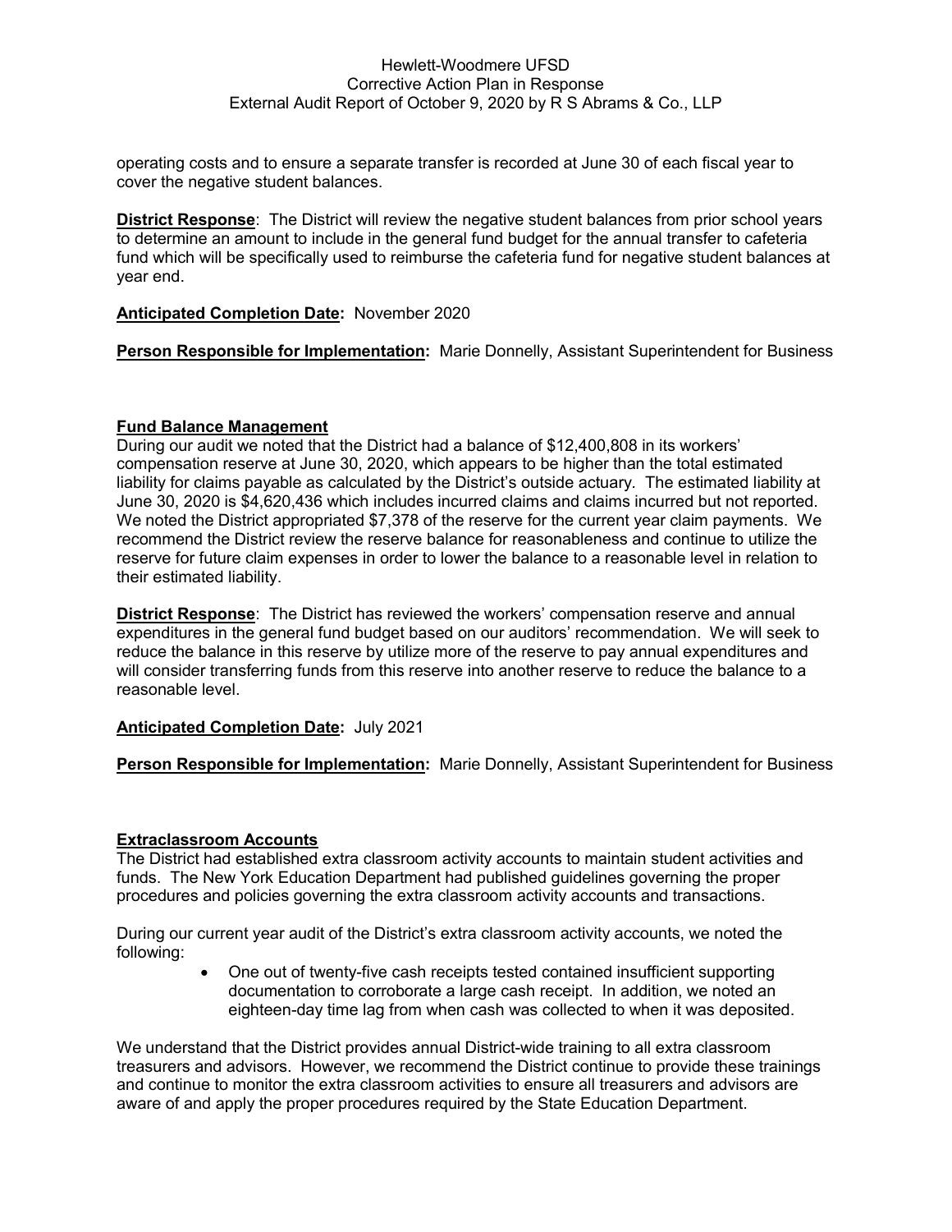operating costs and to ensure a separate transfer is recorded at June 30 of each fiscal year to cover the negative student balances.

**District Response**: The District will review the negative student balances from prior school years to determine an amount to include in the general fund budget for the annual transfer to cafeteria fund which will be specifically used to reimburse the cafeteria fund for negative student balances at year end.

**Anticipated Completion Date:** November 2020

**Person Responsible for Implementation:** Marie Donnelly, Assistant Superintendent for Business

## Fund Balance Management

During our audit we noted that the District had a balance of $12,400,808 in its workers' compensation reserve at June 30, 2020, which appears to be higher than the total estimated liability for claims payable as calculated by the District's outside actuary. The estimated liability at June 30, 2020 is $4,620,436 which includes incurred claims and claims incurred but not reported. We noted the District appropriated $7,378 of the reserve for the current year claim payments. We recommend the District review the reserve balance for reasonableness and continue to utilize the reserve for future claim expenses in order to lower the balance to a reasonable level in relation to their estimated liability.

**District Response**: The District has reviewed the workers' compensation reserve and annual expenditures in the general fund budget based on our auditors' recommendation. We will seek to reduce the balance in this reserve by utilize more of the reserve to pay annual expenditures and will consider transferring funds from this reserve into another reserve to reduce the balance to a reasonable level.

**Anticipated Completion Date:** July 2021

**Person Responsible for Implementation:** Marie Donnelly, Assistant Superintendent for Business

## Extraclassroom Accounts

The District had established extra classroom activity accounts to maintain student activities and funds. The New York Education Department had published guidelines governing the proper procedures and policies governing the extra classroom activity accounts and transactions.

During our current year audit of the District's extra classroom activity accounts, we noted the following:

- One out of twenty-five cash receipts tested contained insufficient supporting documentation to corroborate a large cash receipt. In addition, we noted an eighteen-day time lag from when cash was collected to when it was deposited.

We understand that the District provides annual District-wide training to all extra classroom treasurers and advisors. However, we recommend the District continue to provide these trainings and continue to monitor the extra classroom activities to ensure all treasurers and advisors are aware of and apply the proper procedures required by the State Education Department.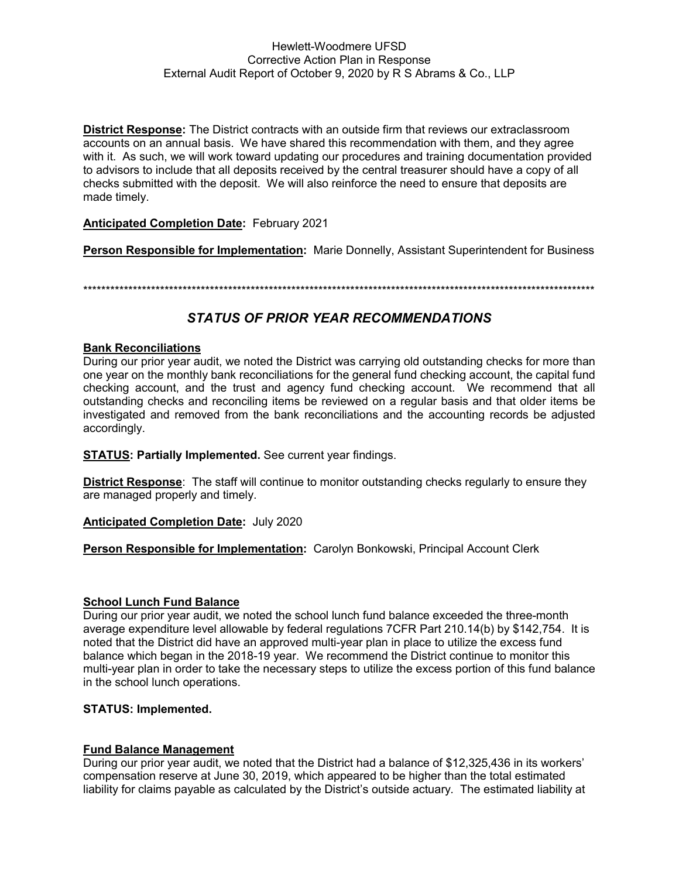**District Response:** The District contracts with an outside firm that reviews our extraclassroom accounts on an annual basis. We have shared this recommendation with them, and they agree with it. As such, we will work toward updating our procedures and training documentation provided to advisors to include that all deposits received by the central treasurer should have a copy of all checks submitted with the deposit. We will also reinforce the need to ensure that deposits are made timely.

**Anticipated Completion Date:** February 2021

**Person Responsible for Implementation:** Marie Donnelly, Assistant Superintendent for Business

***********************************************************************************************************************

## *STATUS OF PRIOR YEAR RECOMMENDATIONS*

**Bank Reconciliations**

During our prior year audit, we noted the District was carrying old outstanding checks for more than one year on the monthly bank reconciliations for the general fund checking account, the capital fund checking account, and the trust and agency fund checking account. We recommend that all outstanding checks and reconciling items be reviewed on a regular basis and that older items be investigated and removed from the bank reconciliations and the accounting records be adjusted accordingly.

**STATUS: Partially Implemented.** See current year findings.

**District Response**: The staff will continue to monitor outstanding checks regularly to ensure they are managed properly and timely.

**Anticipated Completion Date:** July 2020

**Person Responsible for Implementation:** Carolyn Bonkowski, Principal Account Clerk

**School Lunch Fund Balance**

During our prior year audit, we noted the school lunch fund balance exceeded the three-month average expenditure level allowable by federal regulations 7CFR Part 210.14(b) by $142,754. It is noted that the District did have an approved multi-year plan in place to utilize the excess fund balance which began in the 2018-19 year. We recommend the District continue to monitor this multi-year plan in order to take the necessary steps to utilize the excess portion of this fund balance in the school lunch operations.

**STATUS: Implemented.**

**Fund Balance Management**

During our prior year audit, we noted that the District had a balance of $12,325,436 in its workers' compensation reserve at June 30, 2019, which appeared to be higher than the total estimated liability for claims payable as calculated by the District's outside actuary. The estimated liability at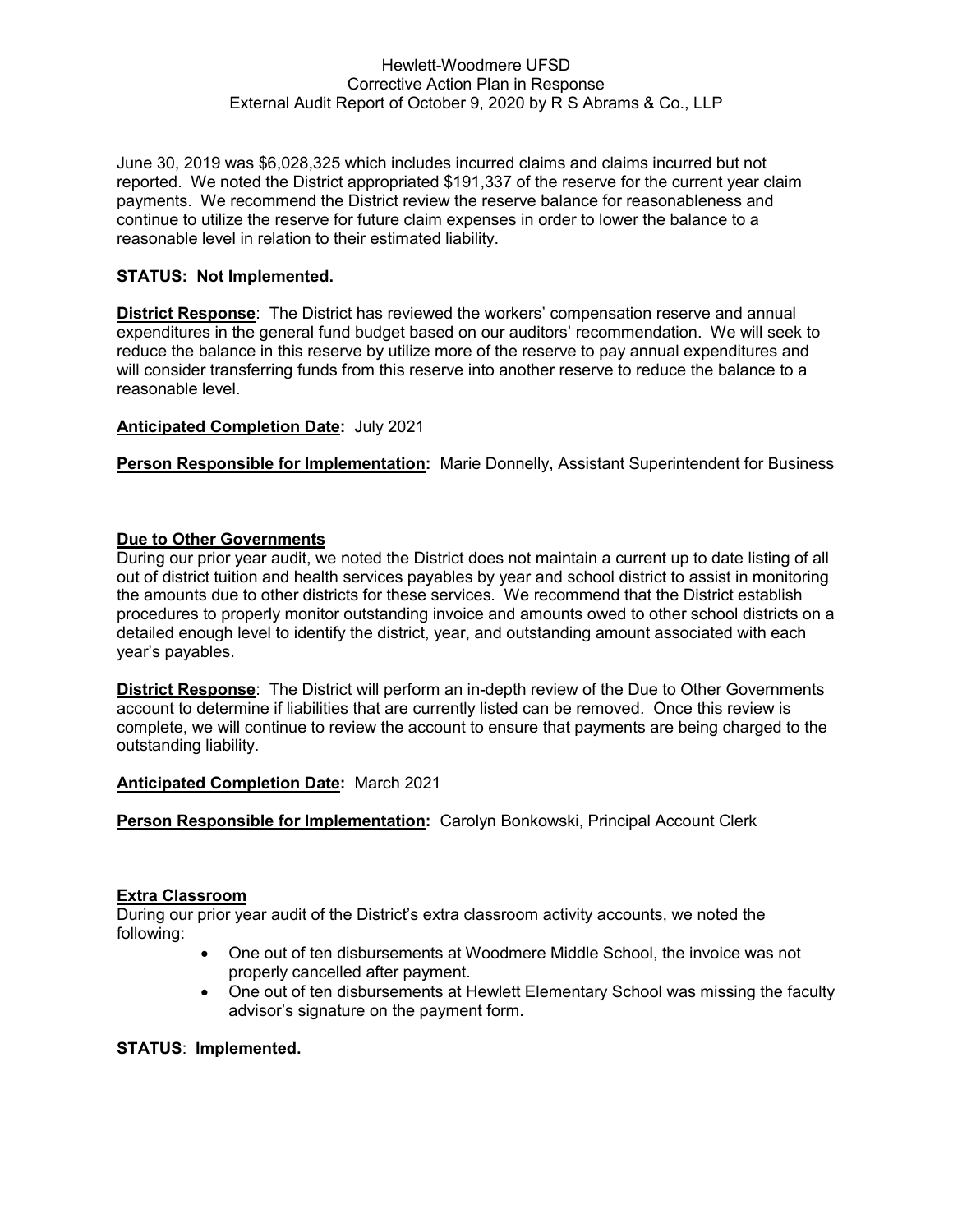June 30, 2019 was $6,028,325 which includes incurred claims and claims incurred but not reported. We noted the District appropriated $191,337 of the reserve for the current year claim payments. We recommend the District review the reserve balance for reasonableness and continue to utilize the reserve for future claim expenses in order to lower the balance to a reasonable level in relation to their estimated liability.

**STATUS: Not Implemented.**

**District Response**: The District has reviewed the workers' compensation reserve and annual expenditures in the general fund budget based on our auditors' recommendation. We will seek to reduce the balance in this reserve by utilize more of the reserve to pay annual expenditures and will consider transferring funds from this reserve into another reserve to reduce the balance to a reasonable level.

**Anticipated Completion Date:** July 2021

**Person Responsible for Implementation:** Marie Donnelly, Assistant Superintendent for Business

## Due to Other Governments

During our prior year audit, we noted the District does not maintain a current up to date listing of all out of district tuition and health services payables by year and school district to assist in monitoring the amounts due to other districts for these services. We recommend that the District establish procedures to properly monitor outstanding invoice and amounts owed to other school districts on a detailed enough level to identify the district, year, and outstanding amount associated with each year's payables.

**District Response**: The District will perform an in-depth review of the Due to Other Governments account to determine if liabilities that are currently listed can be removed. Once this review is complete, we will continue to review the account to ensure that payments are being charged to the outstanding liability.

**Anticipated Completion Date:** March 2021

**Person Responsible for Implementation:** Carolyn Bonkowski, Principal Account Clerk

## Extra Classroom

During our prior year audit of the District's extra classroom activity accounts, we noted the following:

- One out of ten disbursements at Woodmere Middle School, the invoice was not properly cancelled after payment.
- One out of ten disbursements at Hewlett Elementary School was missing the faculty advisor's signature on the payment form.

**STATUS**: **Implemented.**